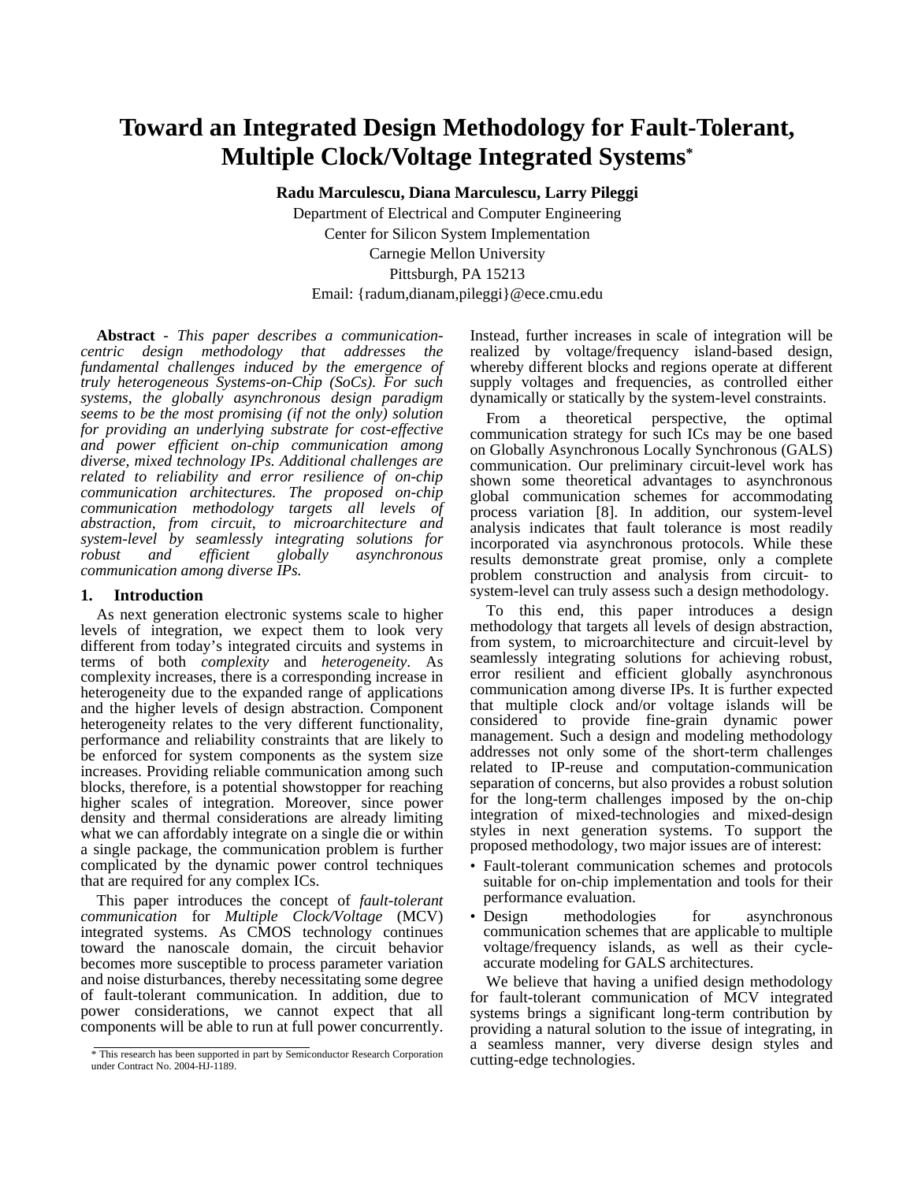# Toward an Integrated Design Methodology for Fault-Tolerant, Multiple Clock/Voltage Integrated Systems*

**Radu Marculescu, Diana Marculescu, Larry Pileggi**

Department of Electrical and Computer Engineering
Center for Silicon System Implementation
Carnegie Mellon University
Pittsburgh, PA 15213
Email: {radum,dianam,pileggi}@ece.cmu.edu

**Abstract** - *This paper describes a communication-centric design methodology that addresses the fundamental challenges induced by the emergence of truly heterogeneous Systems-on-Chip (SoCs). For such systems, the globally asynchronous design paradigm seems to be the most promising (if not the only) solution for providing an underlying substrate for cost-effective and power efficient on-chip communication among diverse, mixed technology IPs. Additional challenges are related to reliability and error resilience of on-chip communication architectures. The proposed on-chip communication methodology targets all levels of abstraction, from circuit, to microarchitecture and system-level by seamlessly integrating solutions for robust and efficient globally asynchronous communication among diverse IPs.*

## 1. Introduction

As next generation electronic systems scale to higher levels of integration, we expect them to look very different from today's integrated circuits and systems in terms of both *complexity* and *heterogeneity*. As complexity increases, there is a corresponding increase in heterogeneity due to the expanded range of applications and the higher levels of design abstraction. Component heterogeneity relates to the very different functionality, performance and reliability constraints that are likely to be enforced for system components as the system size increases. Providing reliable communication among such blocks, therefore, is a potential showstopper for reaching higher scales of integration. Moreover, since power density and thermal considerations are already limiting what we can affordably integrate on a single die or within a single package, the communication problem is further complicated by the dynamic power control techniques that are required for any complex ICs.

This paper introduces the concept of *fault-tolerant communication* for *Multiple Clock/Voltage* (MCV) integrated systems. As CMOS technology continues toward the nanoscale domain, the circuit behavior becomes more susceptible to process parameter variation and noise disturbances, thereby necessitating some degree of fault-tolerant communication. In addition, due to power considerations, we cannot expect that all components will be able to run at full power concurrently. Instead, further increases in scale of integration will be realized by voltage/frequency island-based design, whereby different blocks and regions operate at different supply voltages and frequencies, as controlled either dynamically or statically by the system-level constraints.

From a theoretical perspective, the optimal communication strategy for such ICs may be one based on Globally Asynchronous Locally Synchronous (GALS) communication. Our preliminary circuit-level work has shown some theoretical advantages to asynchronous global communication schemes for accommodating process variation [8]. In addition, our system-level analysis indicates that fault tolerance is most readily incorporated via asynchronous protocols. While these results demonstrate great promise, only a complete problem construction and analysis from circuit- to system-level can truly assess such a design methodology.

To this end, this paper introduces a design methodology that targets all levels of design abstraction, from system, to microarchitecture and circuit-level by seamlessly integrating solutions for achieving robust, error resilient and efficient globally asynchronous communication among diverse IPs. It is further expected that multiple clock and/or voltage islands will be considered to provide fine-grain dynamic power management. Such a design and modeling methodology addresses not only some of the short-term challenges related to IP-reuse and computation-communication separation of concerns, but also provides a robust solution for the long-term challenges imposed by the on-chip integration of mixed-technologies and mixed-design styles in next generation systems. To support the proposed methodology, two major issues are of interest:

- Fault-tolerant communication schemes and protocols suitable for on-chip implementation and tools for their performance evaluation.
- Design methodologies for asynchronous communication schemes that are applicable to multiple voltage/frequency islands, as well as their cycle-accurate modeling for GALS architectures.

We believe that having a unified design methodology for fault-tolerant communication of MCV integrated systems brings a significant long-term contribution by providing a natural solution to the issue of integrating, in a seamless manner, very diverse design styles and cutting-edge technologies.

* This research has been supported in part by Semiconductor Research Corporation under Contract No. 2004-HJ-1189.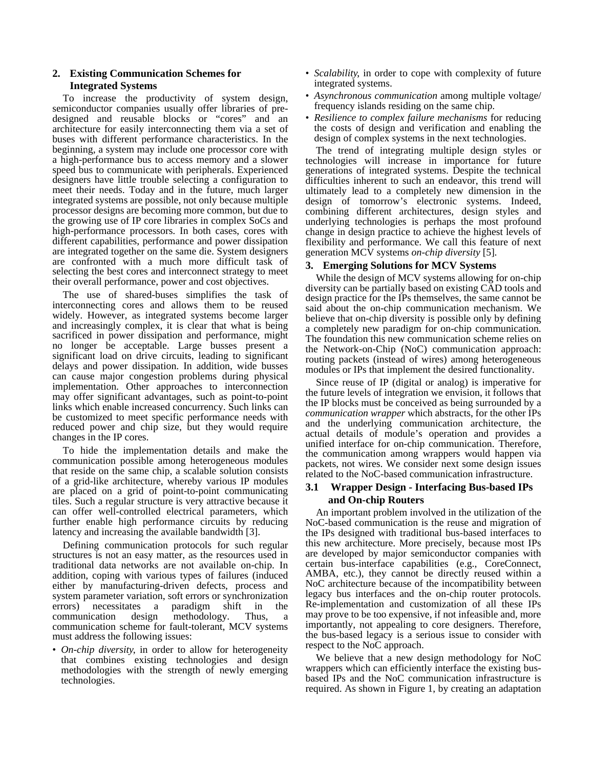## 2. Existing Communication Schemes for Integrated Systems

To increase the productivity of system design, semiconductor companies usually offer libraries of pre-designed and reusable blocks or "cores" and an architecture for easily interconnecting them via a set of buses with different performance characteristics. In the beginning, a system may include one processor core with a high-performance bus to access memory and a slower speed bus to communicate with peripherals. Experienced designers have little trouble selecting a configuration to meet their needs. Today and in the future, much larger integrated systems are possible, not only because multiple processor designs are becoming more common, but due to the growing use of IP core libraries in complex SoCs and high-performance processors. In both cases, cores with different capabilities, performance and power dissipation are integrated together on the same die. System designers are confronted with a much more difficult task of selecting the best cores and interconnect strategy to meet their overall performance, power and cost objectives.

The use of shared-buses simplifies the task of interconnecting cores and allows them to be reused widely. However, as integrated systems become larger and increasingly complex, it is clear that what is being sacrificed in power dissipation and performance, might no longer be acceptable. Large busses present a significant load on drive circuits, leading to significant delays and power dissipation. In addition, wide busses can cause major congestion problems during physical implementation. Other approaches to interconnection may offer significant advantages, such as point-to-point links which enable increased concurrency. Such links can be customized to meet specific performance needs with reduced power and chip size, but they would require changes in the IP cores.

To hide the implementation details and make the communication possible among heterogeneous modules that reside on the same chip, a scalable solution consists of a grid-like architecture, whereby various IP modules are placed on a grid of point-to-point communicating tiles. Such a regular structure is very attractive because it can offer well-controlled electrical parameters, which further enable high performance circuits by reducing latency and increasing the available bandwidth [3].

Defining communication protocols for such regular structures is not an easy matter, as the resources used in traditional data networks are not available on-chip. In addition, coping with various types of failures (induced either by manufacturing-driven defects, process and system parameter variation, soft errors or synchronization errors) necessitates a paradigm shift in the communication design methodology. Thus, a communication scheme for fault-tolerant, MCV systems must address the following issues:

- *On-chip diversity*, in order to allow for heterogeneity that combines existing technologies and design methodologies with the strength of newly emerging technologies.
- *Scalability*, in order to cope with complexity of future integrated systems.
- *Asynchronous communication* among multiple voltage/ frequency islands residing on the same chip.
- *Resilience to complex failure mechanisms* for reducing the costs of design and verification and enabling the design of complex systems in the next technologies.

The trend of integrating multiple design styles or technologies will increase in importance for future generations of integrated systems. Despite the technical difficulties inherent to such an endeavor, this trend will ultimately lead to a completely new dimension in the design of tomorrow's electronic systems. Indeed, combining different architectures, design styles and underlying technologies is perhaps the most profound change in design practice to achieve the highest levels of flexibility and performance. We call this feature of next generation MCV systems *on-chip diversity* [5].

## 3. Emerging Solutions for MCV Systems

While the design of MCV systems allowing for on-chip diversity can be partially based on existing CAD tools and design practice for the IPs themselves, the same cannot be said about the on-chip communication mechanism. We believe that on-chip diversity is possible only by defining a completely new paradigm for on-chip communication. The foundation this new communication scheme relies on the Network-on-Chip (NoC) communication approach: routing packets (instead of wires) among heterogeneous modules or IPs that implement the desired functionality.

Since reuse of IP (digital or analog) is imperative for the future levels of integration we envision, it follows that the IP blocks must be conceived as being surrounded by a *communication wrapper* which abstracts, for the other IPs and the underlying communication architecture, the actual details of module's operation and provides a unified interface for on-chip communication. Therefore, the communication among wrappers would happen via packets, not wires. We consider next some design issues related to the NoC-based communication infrastructure.

### 3.1 Wrapper Design - Interfacing Bus-based IPs and On-chip Routers

An important problem involved in the utilization of the NoC-based communication is the reuse and migration of the IPs designed with traditional bus-based interfaces to this new architecture. More precisely, because most IPs are developed by major semiconductor companies with certain bus-interface capabilities (e.g., CoreConnect, AMBA, etc.), they cannot be directly reused within a NoC architecture because of the incompatibility between legacy bus interfaces and the on-chip router protocols. Re-implementation and customization of all these IPs may prove to be too expensive, if not infeasible and, more importantly, not appealing to core designers. Therefore, the bus-based legacy is a serious issue to consider with respect to the NoC approach.

We believe that a new design methodology for NoC wrappers which can efficiently interface the existing bus-based IPs and the NoC communication infrastructure is required. As shown in Figure 1, by creating an adaptation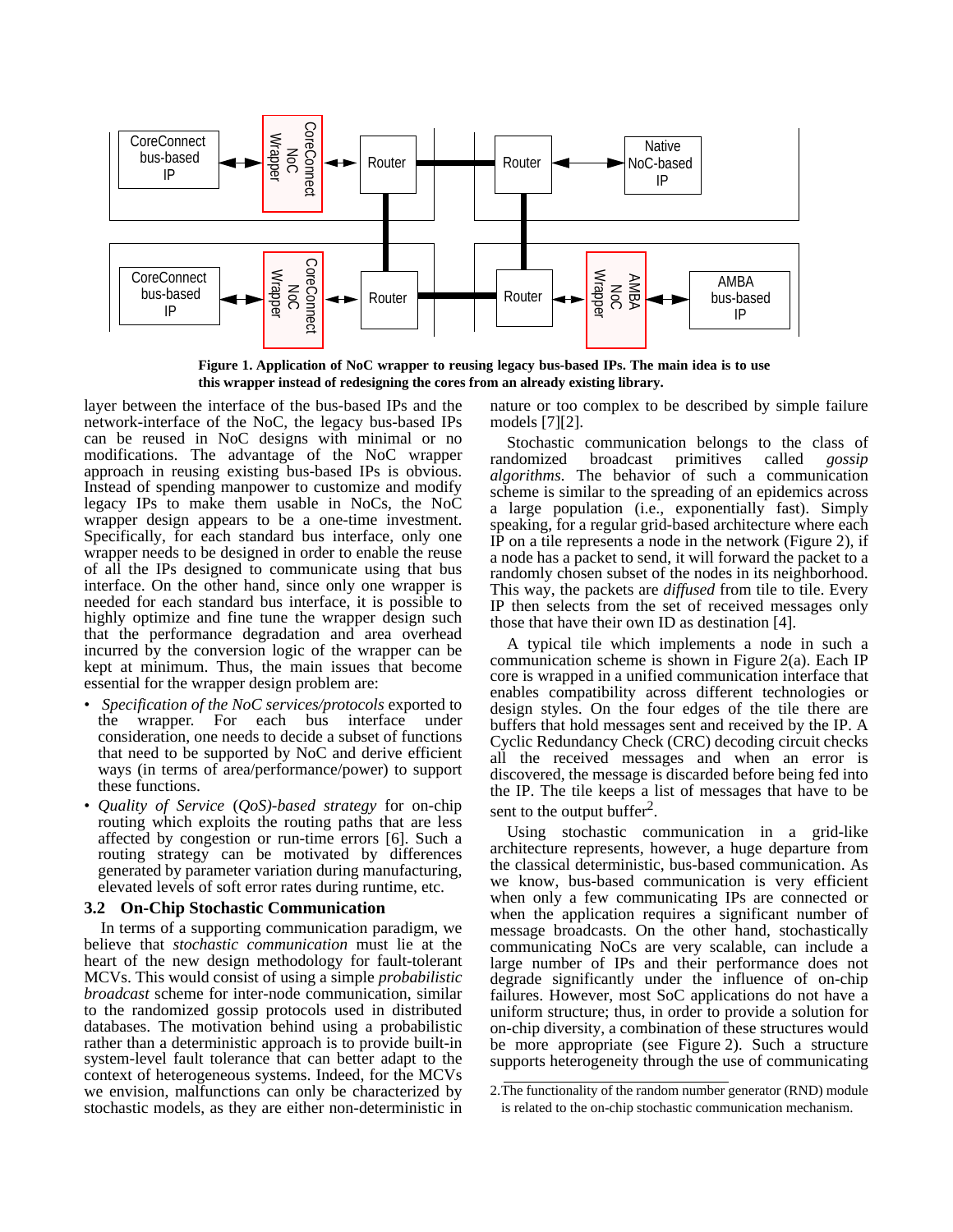Figure 1. Application of NoC wrapper to reusing legacy bus-based IPs. The main idea is to use this wrapper instead of redesigning the cores from an already existing library.

layer between the interface of the bus-based IPs and the network-interface of the NoC, the legacy bus-based IPs can be reused in NoC designs with minimal or no modifications. The advantage of the NoC wrapper approach in reusing existing bus-based IPs is obvious. Instead of spending manpower to customize and modify legacy IPs to make them usable in NoCs, the NoC wrapper design appears to be a one-time investment. Specifically, for each standard bus interface, only one wrapper needs to be designed in order to enable the reuse of all the IPs designed to communicate using that bus interface. On the other hand, since only one wrapper is needed for each standard bus interface, it is possible to highly optimize and fine tune the wrapper design such that the performance degradation and area overhead incurred by the conversion logic of the wrapper can be kept at minimum. Thus, the main issues that become essential for the wrapper design problem are:

- *Specification of the NoC services/protocols* exported to the wrapper. For each bus interface under consideration, one needs to decide a subset of functions that need to be supported by NoC and derive efficient ways (in terms of area/performance/power) to support these functions.
- *Quality of Service (QoS)-based strategy* for on-chip routing which exploits the routing paths that are less affected by congestion or run-time errors [6]. Such a routing strategy can be motivated by differences generated by parameter variation during manufacturing, elevated levels of soft error rates during runtime, etc.

### 3.2 On-Chip Stochastic Communication

In terms of a supporting communication paradigm, we believe that *stochastic communication* must lie at the heart of the new design methodology for fault-tolerant MCVs. This would consist of using a simple *probabilistic broadcast* scheme for inter-node communication, similar to the randomized gossip protocols used in distributed databases. The motivation behind using a probabilistic rather than a deterministic approach is to provide built-in system-level fault tolerance that can better adapt to the context of heterogeneous systems. Indeed, for the MCVs we envision, malfunctions can only be characterized by stochastic models, as they are either non-deterministic in nature or too complex to be described by simple failure models [7][2].

Stochastic communication belongs to the class of randomized broadcast primitives called *gossip algorithms*. The behavior of such a communication scheme is similar to the spreading of an epidemics across a large population (i.e., exponentially fast). Simply speaking, for a regular grid-based architecture where each IP on a tile represents a node in the network (Figure 2), if a node has a packet to send, it will forward the packet to a randomly chosen subset of the nodes in its neighborhood. This way, the packets are *diffused* from tile to tile. Every IP then selects from the set of received messages only those that have their own ID as destination [4].

A typical tile which implements a node in such a communication scheme is shown in Figure 2(a). Each IP core is wrapped in a unified communication interface that enables compatibility across different technologies or design styles. On the four edges of the tile there are buffers that hold messages sent and received by the IP. A Cyclic Redundancy Check (CRC) decoding circuit checks all the received messages and when an error is discovered, the message is discarded before being fed into the IP. The tile keeps a list of messages that have to be sent to the output buffer[2].

Using stochastic communication in a grid-like architecture represents, however, a huge departure from the classical deterministic, bus-based communication. As we know, bus-based communication is very efficient when only a few communicating IPs are connected or when the application requires a significant number of message broadcasts. On the other hand, stochastically communicating NoCs are very scalable, can include a large number of IPs and their performance does not degrade significantly under the influence of on-chip failures. However, most SoC applications do not have a uniform structure; thus, in order to provide a solution for on-chip diversity, a combination of these structures would be more appropriate (see Figure 2). Such a structure supports heterogeneity through the use of communicating

2. The functionality of the random number generator (RND) module is related to the on-chip stochastic communication mechanism.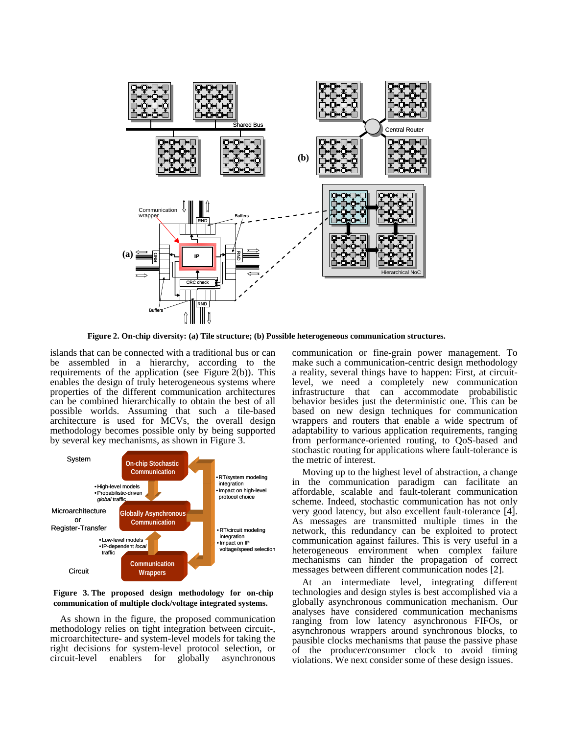**Figure 2. On-chip diversity: (a) Tile structure; (b) Possible heterogeneous communication structures.**

islands that can be connected with a traditional bus or can be assembled in a hierarchy, according to the requirements of the application (see Figure 2(b)). This enables the design of truly heterogeneous systems where properties of the different communication architectures can be combined hierarchically to obtain the best of all possible worlds. Assuming that such a tile-based architecture is used for MCVs, the overall design methodology becomes possible only by being supported by several key mechanisms, as shown in Figure 3.

**Figure 3. The proposed design methodology for on-chip communication of multiple clock/voltage integrated systems.**

As shown in the figure, the proposed communication methodology relies on tight integration between circuit-, microarchitecture- and system-level models for taking the right decisions for system-level protocol selection, or circuit-level enablers for globally asynchronous communication or fine-grain power management. To make such a communication-centric design methodology a reality, several things have to happen: First, at circuit-level, we need a completely new communication infrastructure that can accommodate probabilistic behavior besides just the deterministic one. This can be based on new design techniques for communication wrappers and routers that enable a wide spectrum of adaptability to various application requirements, ranging from performance-oriented routing, to QoS-based and stochastic routing for applications where fault-tolerance is the metric of interest.

Moving up to the highest level of abstraction, a change in the communication paradigm can facilitate an affordable, scalable and fault-tolerant communication scheme. Indeed, stochastic communication has not only very good latency, but also excellent fault-tolerance [4]. As messages are transmitted multiple times in the network, this redundancy can be exploited to protect communication against failures. This is very useful in a heterogeneous environment when complex failure mechanisms can hinder the propagation of correct messages between different communication nodes [2].

At an intermediate level, integrating different technologies and design styles is best accomplished via a globally asynchronous communication mechanism. Our analyses have considered communication mechanisms ranging from low latency asynchronous FIFOs, or asynchronous wrappers around synchronous blocks, to pausible clocks mechanisms that pause the passive phase of the producer/consumer clock to avoid timing violations. We next consider some of these design issues.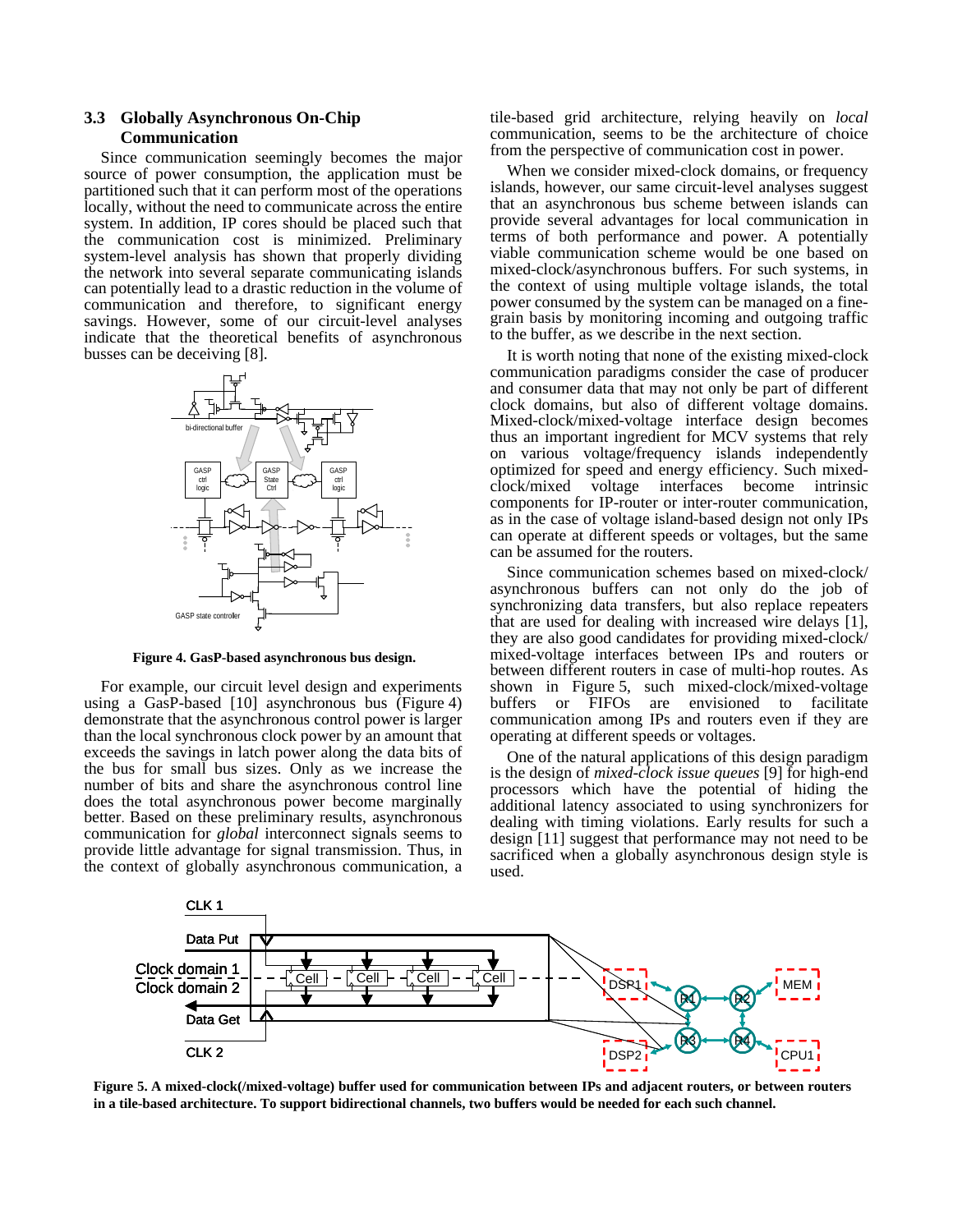### 3.3 Globally Asynchronous On-Chip Communication

Since communication seemingly becomes the major source of power consumption, the application must be partitioned such that it can perform most of the operations locally, without the need to communicate across the entire system. In addition, IP cores should be placed such that the communication cost is minimized. Preliminary system-level analysis has shown that properly dividing the network into several separate communicating islands can potentially lead to a drastic reduction in the volume of communication and therefore, to significant energy savings. However, some of our circuit-level analyses indicate that the theoretical benefits of asynchronous busses can be deceiving [8].

**Figure 4. GasP-based asynchronous bus design.**

For example, our circuit level design and experiments using a GasP-based [10] asynchronous bus (Figure 4) demonstrate that the asynchronous control power is larger than the local synchronous clock power by an amount that exceeds the savings in latch power along the data bits of the bus for small bus sizes. Only as we increase the number of bits and share the asynchronous control line does the total asynchronous power become marginally better. Based on these preliminary results, asynchronous communication for *global* interconnect signals seems to provide little advantage for signal transmission. Thus, in the context of globally asynchronous communication, a tile-based grid architecture, relying heavily on *local* communication, seems to be the architecture of choice from the perspective of communication cost in power.

When we consider mixed-clock domains, or frequency islands, however, our same circuit-level analyses suggest that an asynchronous bus scheme between islands can provide several advantages for local communication in terms of both performance and power. A potentially viable communication scheme would be one based on mixed-clock/asynchronous buffers. For such systems, in the context of using multiple voltage islands, the total power consumed by the system can be managed on a fine-grain basis by monitoring incoming and outgoing traffic to the buffer, as we describe in the next section.

It is worth noting that none of the existing mixed-clock communication paradigms consider the case of producer and consumer data that may not only be part of different clock domains, but also of different voltage domains. Mixed-clock/mixed-voltage interface design becomes thus an important ingredient for MCV systems that rely on various voltage/frequency islands independently optimized for speed and energy efficiency. Such mixed-clock/mixed voltage interfaces become intrinsic components for IP-router or inter-router communication, as in the case of voltage island-based design not only IPs can operate at different speeds or voltages, but the same can be assumed for the routers.

Since communication schemes based on mixed-clock/asynchronous buffers can not only do the job of synchronizing data transfers, but also replace repeaters that are used for dealing with increased wire delays [1], they are also good candidates for providing mixed-clock/mixed-voltage interfaces between IPs and routers or between different routers in case of multi-hop routes. As shown in Figure 5, such mixed-clock/mixed-voltage buffers or FIFOs are envisioned to facilitate communication among IPs and routers even if they are operating at different speeds or voltages.

One of the natural applications of this design paradigm is the design of *mixed-clock issue queues* [9] for high-end processors which have the potential of hiding the additional latency associated to using synchronizers for dealing with timing violations. Early results for such a design [11] suggest that performance may not need to be sacrificed when a globally asynchronous design style is used.

**Figure 5. A mixed-clock(/mixed-voltage) buffer used for communication between IPs and adjacent routers, or between routers in a tile-based architecture. To support bidirectional channels, two buffers would be needed for each such channel.**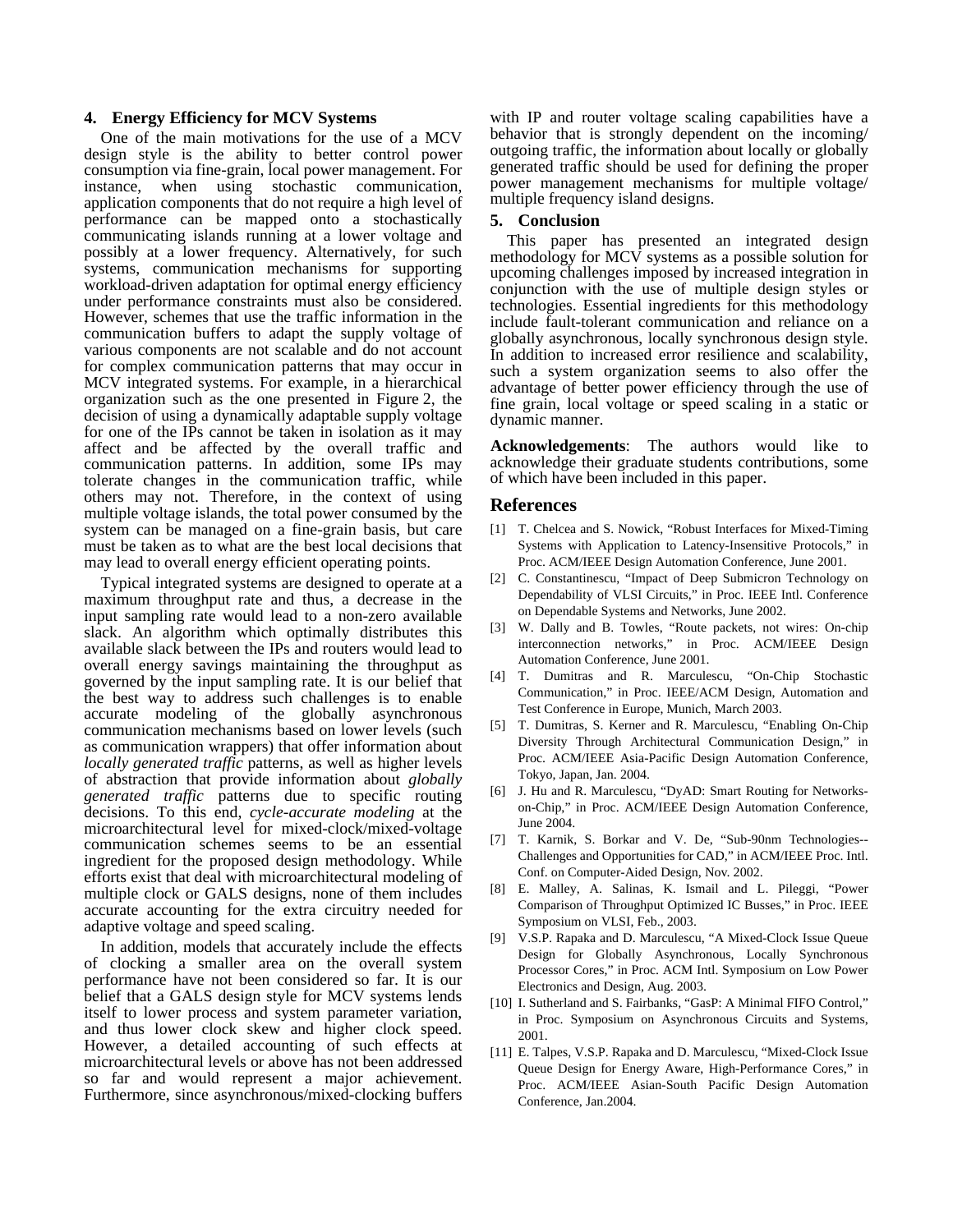## 4. Energy Efficiency for MCV Systems

One of the main motivations for the use of a MCV design style is the ability to better control power consumption via fine-grain, local power management. For instance, when using stochastic communication, application components that do not require a high level of performance can be mapped onto a stochastically communicating islands running at a lower voltage and possibly at a lower frequency. Alternatively, for such systems, communication mechanisms for supporting workload-driven adaptation for optimal energy efficiency under performance constraints must also be considered. However, schemes that use the traffic information in the communication buffers to adapt the supply voltage of various components are not scalable and do not account for complex communication patterns that may occur in MCV integrated systems. For example, in a hierarchical organization such as the one presented in Figure 2, the decision of using a dynamically adaptable supply voltage for one of the IPs cannot be taken in isolation as it may affect and be affected by the overall traffic and communication patterns. In addition, some IPs may tolerate changes in the communication traffic, while others may not. Therefore, in the context of using multiple voltage islands, the total power consumed by the system can be managed on a fine-grain basis, but care must be taken as to what are the best local decisions that may lead to overall energy efficient operating points.

Typical integrated systems are designed to operate at a maximum throughput rate and thus, a decrease in the input sampling rate would lead to a non-zero available slack. An algorithm which optimally distributes this available slack between the IPs and routers would lead to overall energy savings maintaining the throughput as governed by the input sampling rate. It is our belief that the best way to address such challenges is to enable accurate modeling of the globally asynchronous communication mechanisms based on lower levels (such as communication wrappers) that offer information about *locally generated traffic* patterns, as well as higher levels of abstraction that provide information about *globally generated traffic* patterns due to specific routing decisions. To this end, *cycle-accurate modeling* at the microarchitectural level for mixed-clock/mixed-voltage communication schemes seems to be an essential ingredient for the proposed design methodology. While efforts exist that deal with microarchitectural modeling of multiple clock or GALS designs, none of them includes accurate accounting for the extra circuitry needed for adaptive voltage and speed scaling.

In addition, models that accurately include the effects of clocking a smaller area on the overall system performance have not been considered so far. It is our belief that a GALS design style for MCV systems lends itself to lower process and system parameter variation, and thus lower clock skew and higher clock speed. However, a detailed accounting of such effects at microarchitectural levels or above has not been addressed so far and would represent a major achievement. Furthermore, since asynchronous/mixed-clocking buffers with IP and router voltage scaling capabilities have a behavior that is strongly dependent on the incoming/outgoing traffic, the information about locally or globally generated traffic should be used for defining the proper power management mechanisms for multiple voltage/multiple frequency island designs.

## 5. Conclusion

This paper has presented an integrated design methodology for MCV systems as a possible solution for upcoming challenges imposed by increased integration in conjunction with the use of multiple design styles or technologies. Essential ingredients for this methodology include fault-tolerant communication and reliance on a globally asynchronous, locally synchronous design style. In addition to increased error resilience and scalability, such a system organization seems to also offer the advantage of better power efficiency through the use of fine grain, local voltage or speed scaling in a static or dynamic manner.

**Acknowledgements**: The authors would like to acknowledge their graduate students contributions, some of which have been included in this paper.

## References

[1] T. Chelcea and S. Nowick, "Robust Interfaces for Mixed-Timing Systems with Application to Latency-Insensitive Protocols," in Proc. ACM/IEEE Design Automation Conference, June 2001.

[2] C. Constantinescu, "Impact of Deep Submicron Technology on Dependability of VLSI Circuits," in Proc. IEEE Intl. Conference on Dependable Systems and Networks, June 2002.

[3] W. Dally and B. Towles, "Route packets, not wires: On-chip interconnection networks," in Proc. ACM/IEEE Design Automation Conference, June 2001.

[4] T. Dumitras and R. Marculescu, "On-Chip Stochastic Communication," in Proc. IEEE/ACM Design, Automation and Test Conference in Europe, Munich, March 2003.

[5] T. Dumitras, S. Kerner and R. Marculescu, "Enabling On-Chip Diversity Through Architectural Communication Design," in Proc. ACM/IEEE Asia-Pacific Design Automation Conference, Tokyo, Japan, Jan. 2004.

[6] J. Hu and R. Marculescu, "DyAD: Smart Routing for Networks-on-Chip," in Proc. ACM/IEEE Design Automation Conference, June 2004.

[7] T. Karnik, S. Borkar and V. De, "Sub-90nm Technologies--Challenges and Opportunities for CAD," in ACM/IEEE Proc. Intl. Conf. on Computer-Aided Design, Nov. 2002.

[8] E. Malley, A. Salinas, K. Ismail and L. Pileggi, "Power Comparison of Throughput Optimized IC Busses," in Proc. IEEE Symposium on VLSI, Feb., 2003.

[9] V.S.P. Rapaka and D. Marculescu, "A Mixed-Clock Issue Queue Design for Globally Asynchronous, Locally Synchronous Processor Cores," in Proc. ACM Intl. Symposium on Low Power Electronics and Design, Aug. 2003.

[10] I. Sutherland and S. Fairbanks, "GasP: A Minimal FIFO Control," in Proc. Symposium on Asynchronous Circuits and Systems, 2001.

[11] E. Talpes, V.S.P. Rapaka and D. Marculescu, "Mixed-Clock Issue Queue Design for Energy Aware, High-Performance Cores," in Proc. ACM/IEEE Asian-South Pacific Design Automation Conference, Jan.2004.